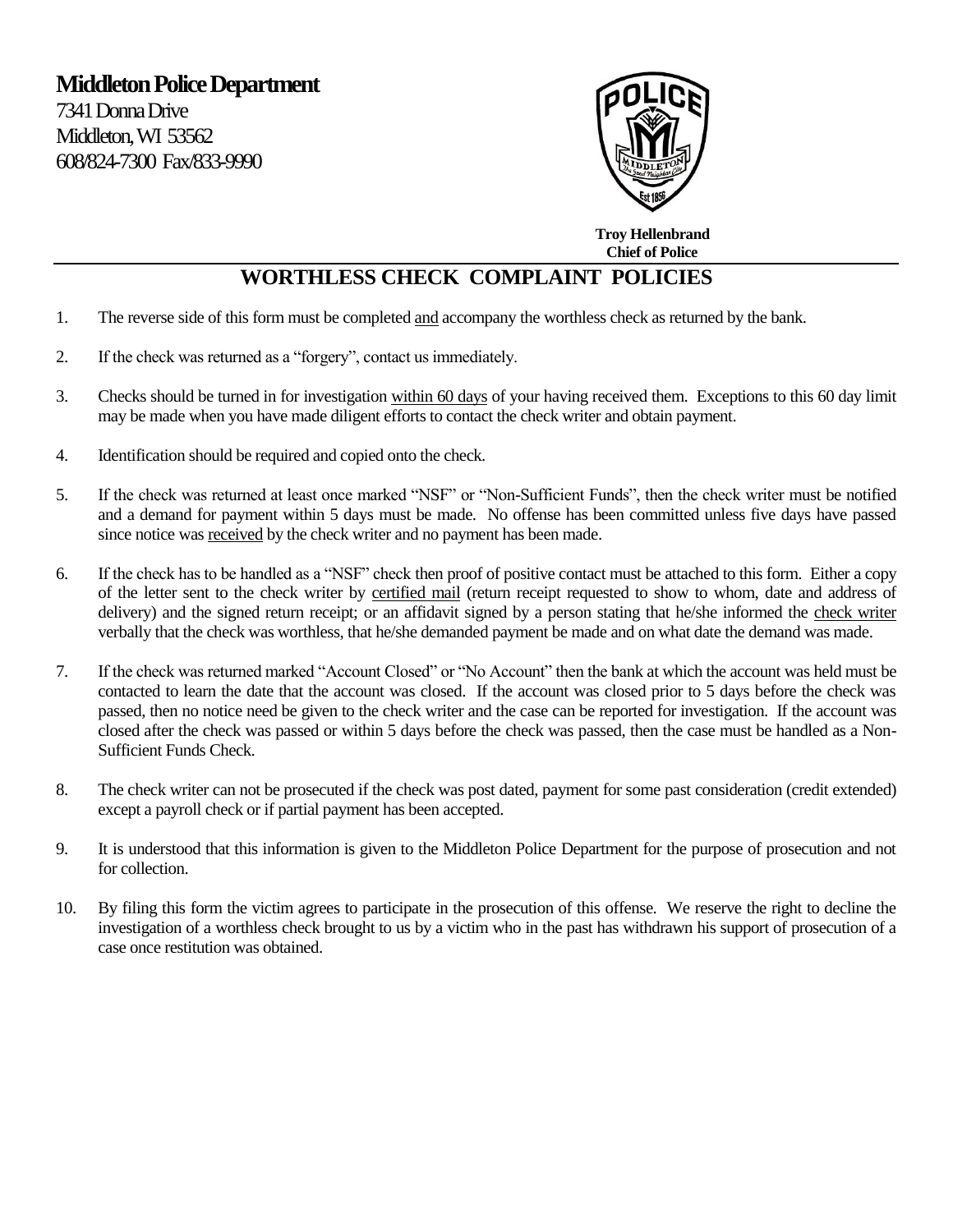**Middleton Police Department**
7341 Donna Drive
Middleton, WI 53562
608/824-7300 Fax/833-9990

**Troy Hellenbrand**
**Chief of Police**

# WORTHLESS CHECK COMPLAINT POLICIES

1. The reverse side of this form must be completed and accompany the worthless check as returned by the bank.

2. If the check was returned as a "forgery", contact us immediately.

3. Checks should be turned in for investigation within 60 days of your having received them. Exceptions to this 60 day limit may be made when you have made diligent efforts to contact the check writer and obtain payment.

4. Identification should be required and copied onto the check.

5. If the check was returned at least once marked "NSF" or "Non-Sufficient Funds", then the check writer must be notified and a demand for payment within 5 days must be made. No offense has been committed unless five days have passed since notice was received by the check writer and no payment has been made.

6. If the check has to be handled as a "NSF" check then proof of positive contact must be attached to this form. Either a copy of the letter sent to the check writer by certified mail (return receipt requested to show to whom, date and address of delivery) and the signed return receipt; or an affidavit signed by a person stating that he/she informed the check writer verbally that the check was worthless, that he/she demanded payment be made and on what date the demand was made.

7. If the check was returned marked "Account Closed" or "No Account" then the bank at which the account was held must be contacted to learn the date that the account was closed. If the account was closed prior to 5 days before the check was passed, then no notice need be given to the check writer and the case can be reported for investigation. If the account was closed after the check was passed or within 5 days before the check was passed, then the case must be handled as a Non-Sufficient Funds Check.

8. The check writer can not be prosecuted if the check was post dated, payment for some past consideration (credit extended) except a payroll check or if partial payment has been accepted.

9. It is understood that this information is given to the Middleton Police Department for the purpose of prosecution and not for collection.

10. By filing this form the victim agrees to participate in the prosecution of this offense. We reserve the right to decline the investigation of a worthless check brought to us by a victim who in the past has withdrawn his support of prosecution of a case once restitution was obtained.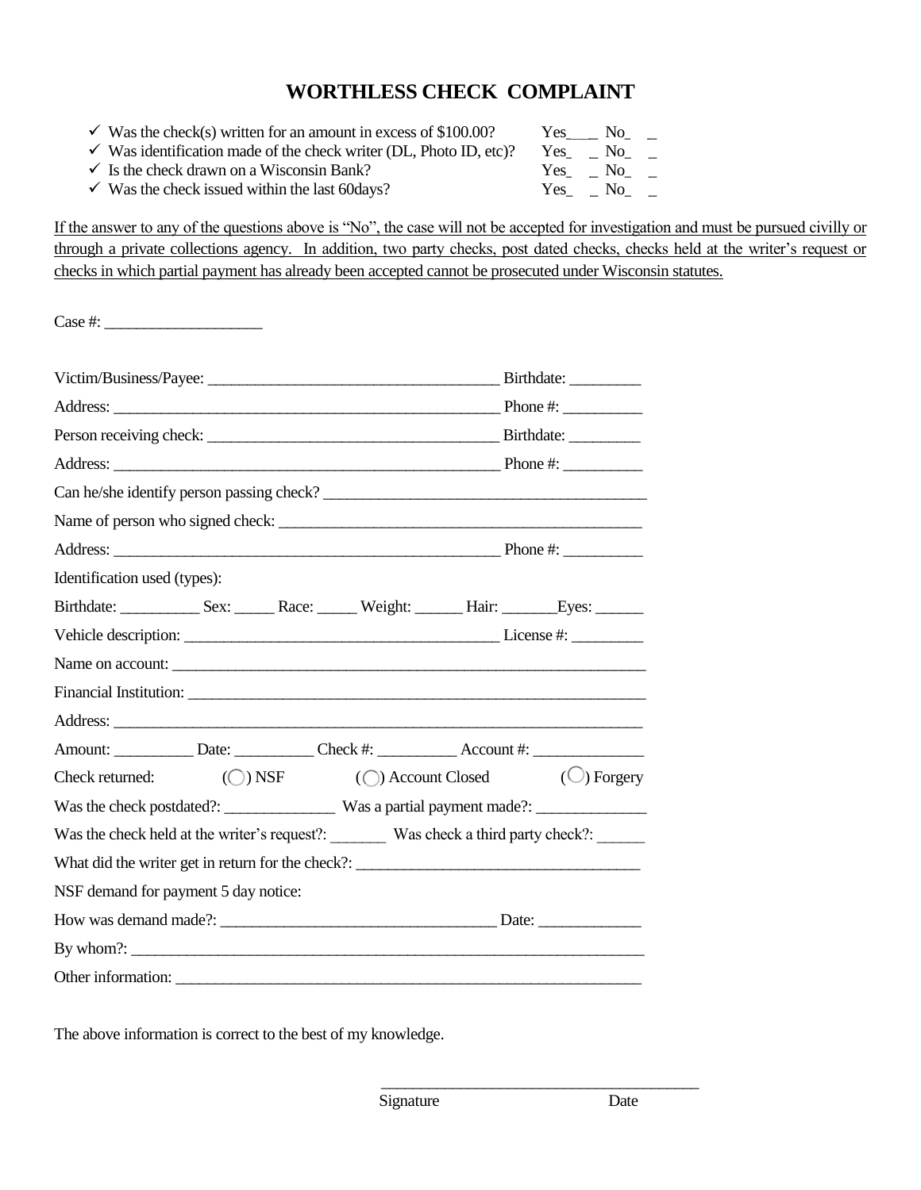# WORTHLESS CHECK COMPLAINT

- ✓ Was the check(s) written for an amount in excess of $100.00? Yes____ No___
- ✓ Was identification made of the check writer (DL, Photo ID, etc)? Yes___ No___
- ✓ Is the check drawn on a Wisconsin Bank? Yes___ No___
- ✓ Was the check issued within the last 60days? Yes___ No___

<u>If the answer to any of the questions above is "No", the case will not be accepted for investigation and must be pursued civilly or through a private collections agency. In addition, two party checks, post dated checks, checks held at the writer's request or checks in which partial payment has already been accepted cannot be prosecuted under Wisconsin statutes.</u>

Case #: ____________________

Victim/Business/Payee: ______________________________________ Birthdate: _________

Address: ___________________________________________________ Phone #: __________

Person receiving check: ______________________________________ Birthdate: _________

Address: ___________________________________________________ Phone #: __________

Can he/she identify person passing check? __________________________________________

Name of person who signed check: _______________________________________________

Address: ___________________________________________________ Phone #: __________

Identification used (types):

Birthdate: __________ Sex: _____ Race: _____ Weight: ______ Hair: _______Eyes: ______

Vehicle description: ________________________________________ License #: _________

Name on account: _____________________________________________________________

Financial Institution: ___________________________________________________________

Address: ____________________________________________________________________

Amount: __________ Date: __________ Check #: __________ Account #: ______________

Check returned: (◯) NSF (◯) Account Closed (◯) Forgery

Was the check postdated?: ______________ Was a partial payment made?: ______________

Was the check held at the writer's request?: _______ Was check a third party check?: ______

What did the writer get in return for the check?: ____________________________________

NSF demand for payment 5 day notice:

How was demand made?: ___________________________________ Date: _____________

By whom?: __________________________________________________________________

Other information: _____________________________________________________________

The above information is correct to the best of my knowledge.

_________________________________________

Signature Date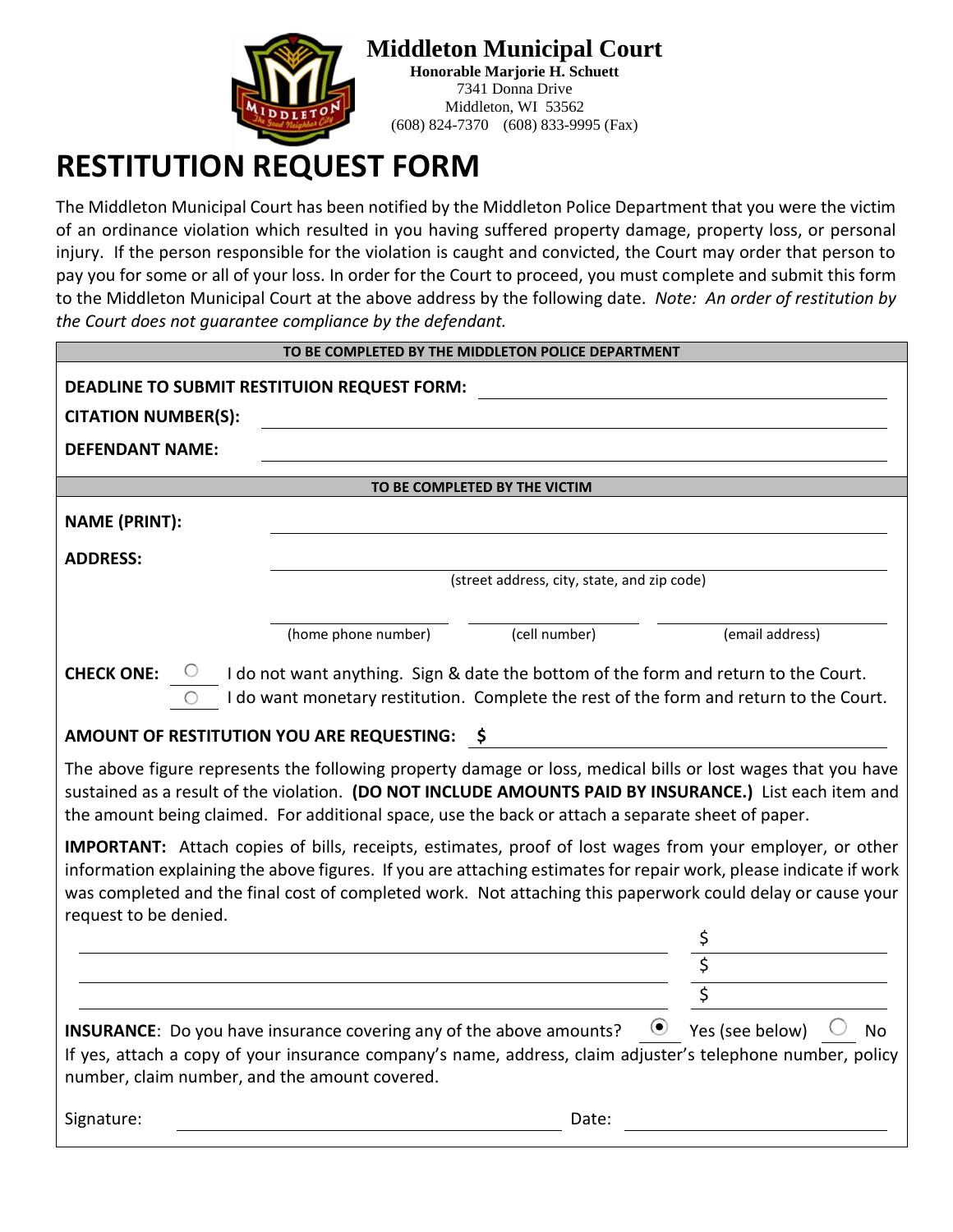# Middleton Municipal Court

**Honorable Marjorie H. Schuett**
7341 Donna Drive
Middleton, WI 53562
(608) 824-7370 (608) 833-9995 (Fax)

# RESTITUTION REQUEST FORM

The Middleton Municipal Court has been notified by the Middleton Police Department that you were the victim of an ordinance violation which resulted in you having suffered property damage, property loss, or personal injury. If the person responsible for the violation is caught and convicted, the Court may order that person to pay you for some or all of your loss. In order for the Court to proceed, you must complete and submit this form to the Middleton Municipal Court at the above address by the following date. *Note: An order of restitution by the Court does not guarantee compliance by the defendant.*

**TO BE COMPLETED BY THE MIDDLETON POLICE DEPARTMENT**

**DEADLINE TO SUBMIT RESTITUION REQUEST FORM:** ____________________

**CITATION NUMBER(S):** ____________________

**DEFENDANT NAME:** ____________________

**TO BE COMPLETED BY THE VICTIM**

**NAME (PRINT):** ____________________

**ADDRESS:** ____________________
(street address, city, state, and zip code)

____________________ (home phone number) ____________________ (cell number) ____________________ (email address)

**CHECK ONE:**
○ I do not want anything. Sign & date the bottom of the form and return to the Court.
○ I do want monetary restitution. Complete the rest of the form and return to the Court.

**AMOUNT OF RESTITUTION YOU ARE REQUESTING: $** ____________________

The above figure represents the following property damage or loss, medical bills or lost wages that you have sustained as a result of the violation. **(DO NOT INCLUDE AMOUNTS PAID BY INSURANCE.)** List each item and the amount being claimed. For additional space, use the back or attach a separate sheet of paper.

**IMPORTANT:** Attach copies of bills, receipts, estimates, proof of lost wages from your employer, or other information explaining the above figures. If you are attaching estimates for repair work, please indicate if work was completed and the final cost of completed work. Not attaching this paperwork could delay or cause your request to be denied.

____________________ $ ________
____________________ $ ________
____________________ $ ________

**INSURANCE**: Do you have insurance covering any of the above amounts? ◉ Yes (see below) ○ No
If yes, attach a copy of your insurance company's name, address, claim adjuster's telephone number, policy number, claim number, and the amount covered.

Signature: ____________________ Date: ____________________